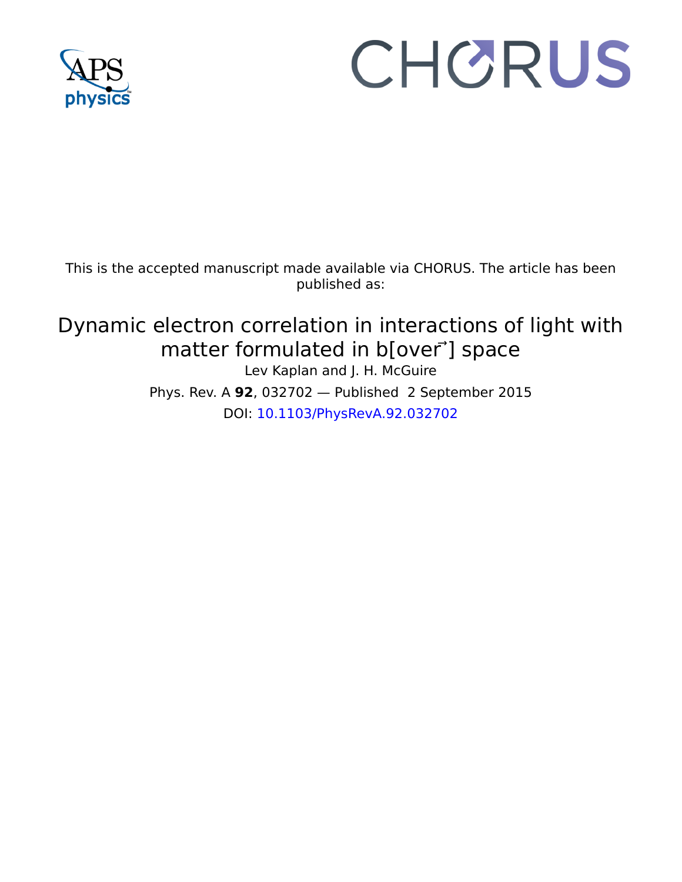This is the accepted manuscript made available via CHORUS. The article has been published as:

# Dynamic electron correlation in interactions of light with matter formulated in b[over⃗] space

Lev Kaplan and J. H. McGuire

Phys. Rev. A **92**, 032702 — Published 2 September 2015

DOI: 10.1103/PhysRevA.92.032702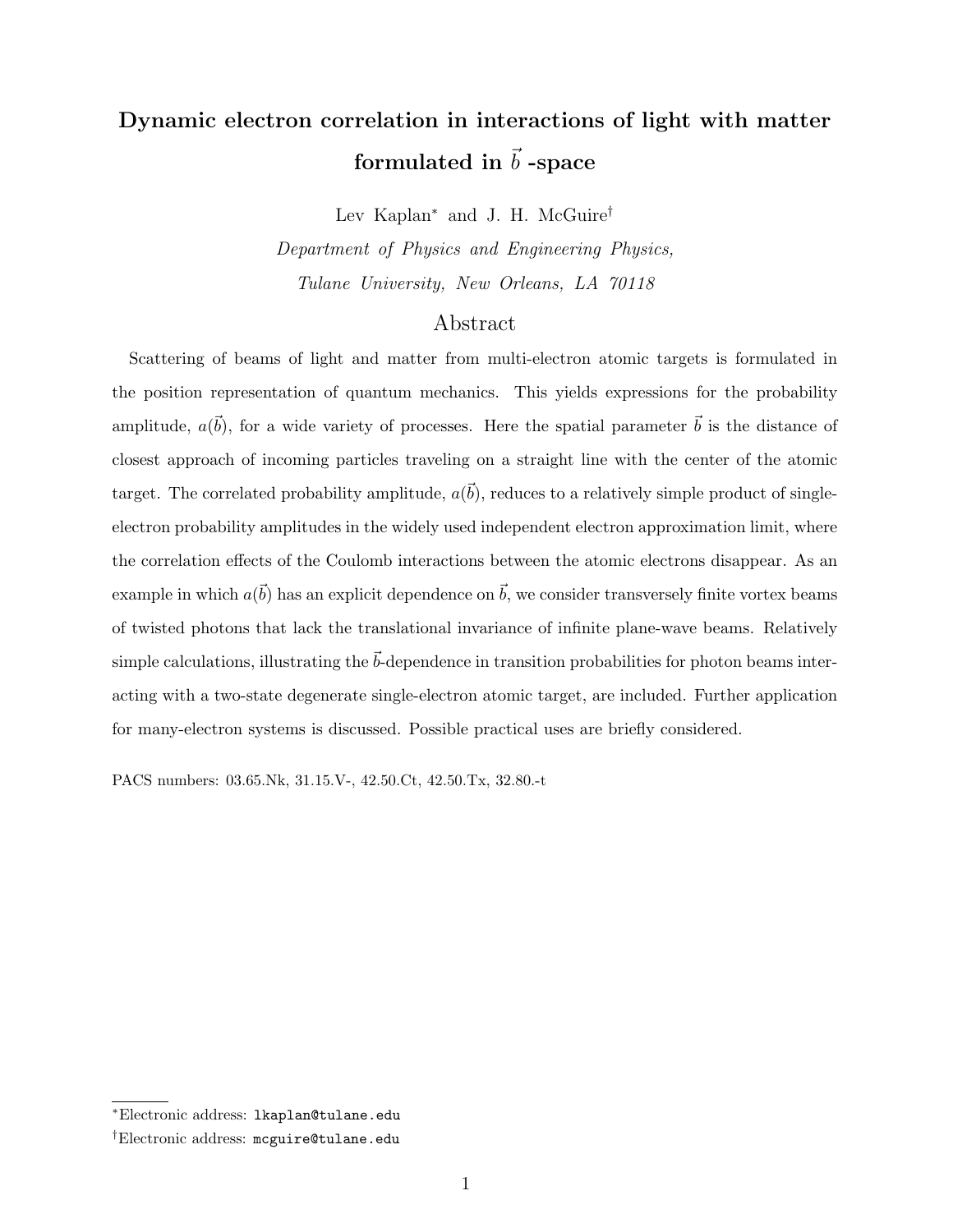# Dynamic electron correlation in interactions of light with matter formulated in $\vec{b}$ -space

Lev Kaplan[*] and J. H. McGuire[†]

*Department of Physics and Engineering Physics,*
*Tulane University, New Orleans, LA 70118*

## Abstract

Scattering of beams of light and matter from multi-electron atomic targets is formulated in the position representation of quantum mechanics. This yields expressions for the probability amplitude, $a(\vec{b})$, for a wide variety of processes. Here the spatial parameter $\vec{b}$ is the distance of closest approach of incoming particles traveling on a straight line with the center of the atomic target. The correlated probability amplitude, $a(\vec{b})$, reduces to a relatively simple product of single-electron probability amplitudes in the widely used independent electron approximation limit, where the correlation effects of the Coulomb interactions between the atomic electrons disappear. As an example in which $a(\vec{b})$ has an explicit dependence on $\vec{b}$, we consider transversely finite vortex beams of twisted photons that lack the translational invariance of infinite plane-wave beams. Relatively simple calculations, illustrating the $\vec{b}$-dependence in transition probabilities for photon beams interacting with a two-state degenerate single-electron atomic target, are included. Further application for many-electron systems is discussed. Possible practical uses are briefly considered.

PACS numbers: 03.65.Nk, 31.15.V-, 42.50.Ct, 42.50.Tx, 32.80.-t

---

[*] Electronic address: `lkaplan@tulane.edu`

[†] Electronic address: `mcguire@tulane.edu`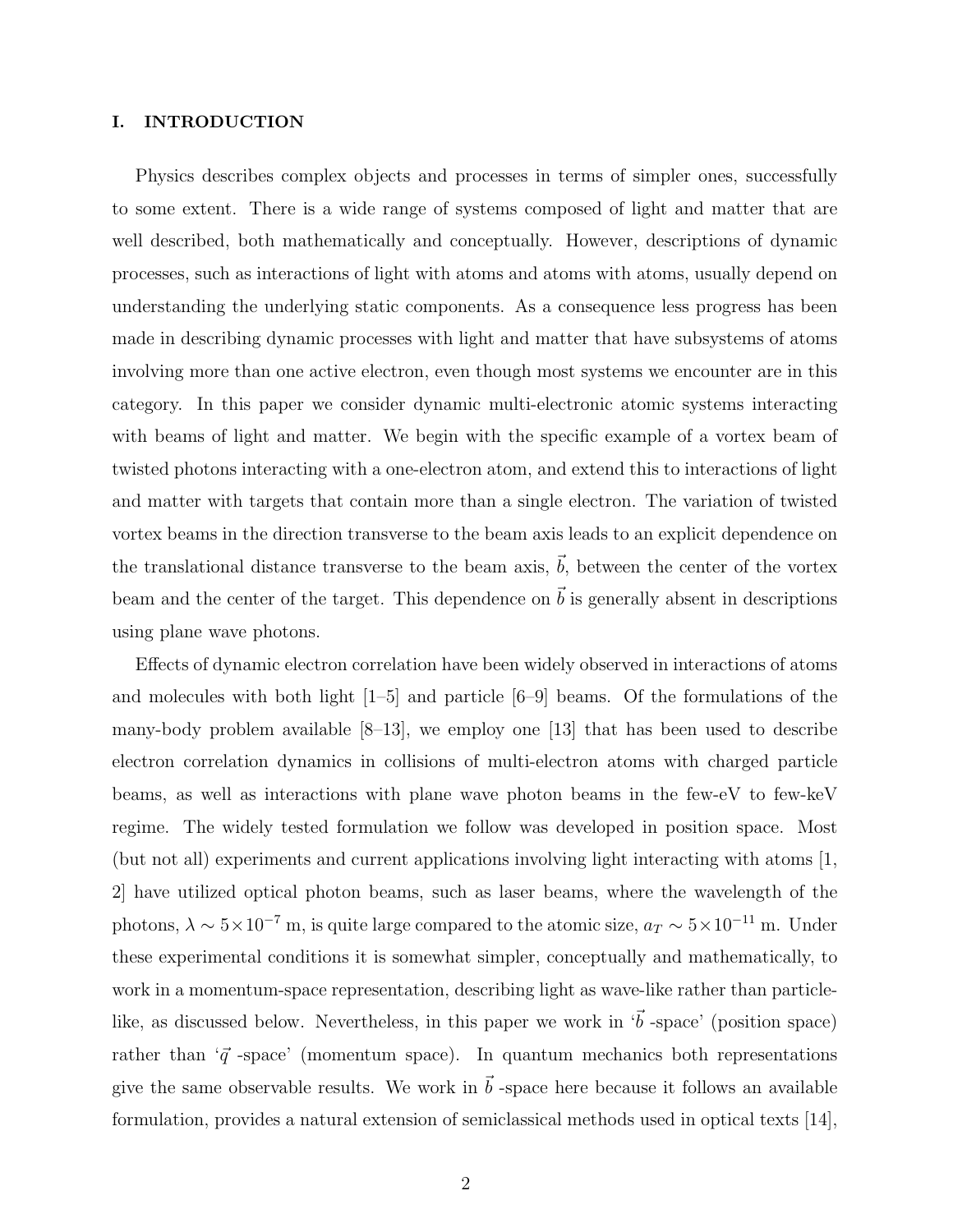## I. INTRODUCTION

Physics describes complex objects and processes in terms of simpler ones, successfully to some extent. There is a wide range of systems composed of light and matter that are well described, both mathematically and conceptually. However, descriptions of dynamic processes, such as interactions of light with atoms and atoms with atoms, usually depend on understanding the underlying static components. As a consequence less progress has been made in describing dynamic processes with light and matter that have subsystems of atoms involving more than one active electron, even though most systems we encounter are in this category. In this paper we consider dynamic multi-electronic atomic systems interacting with beams of light and matter. We begin with the specific example of a vortex beam of twisted photons interacting with a one-electron atom, and extend this to interactions of light and matter with targets that contain more than a single electron. The variation of twisted vortex beams in the direction transverse to the beam axis leads to an explicit dependence on the translational distance transverse to the beam axis, $\vec{b}$, between the center of the vortex beam and the center of the target. This dependence on $\vec{b}$ is generally absent in descriptions using plane wave photons.

Effects of dynamic electron correlation have been widely observed in interactions of atoms and molecules with both light [1–5] and particle [6–9] beams. Of the formulations of the many-body problem available [8–13], we employ one [13] that has been used to describe electron correlation dynamics in collisions of multi-electron atoms with charged particle beams, as well as interactions with plane wave photon beams in the few-eV to few-keV regime. The widely tested formulation we follow was developed in position space. Most (but not all) experiments and current applications involving light interacting with atoms [1, 2] have utilized optical photon beams, such as laser beams, where the wavelength of the photons, $\lambda \sim 5\times10^{-7}$ m, is quite large compared to the atomic size, $a_T \sim 5\times10^{-11}$ m. Under these experimental conditions it is somewhat simpler, conceptually and mathematically, to work in a momentum-space representation, describing light as wave-like rather than particle-like, as discussed below. Nevertheless, in this paper we work in '$\vec{b}$ -space' (position space) rather than '$\vec{q}$ -space' (momentum space). In quantum mechanics both representations give the same observable results. We work in $\vec{b}$ -space here because it follows an available formulation, provides a natural extension of semiclassical methods used in optical texts [14],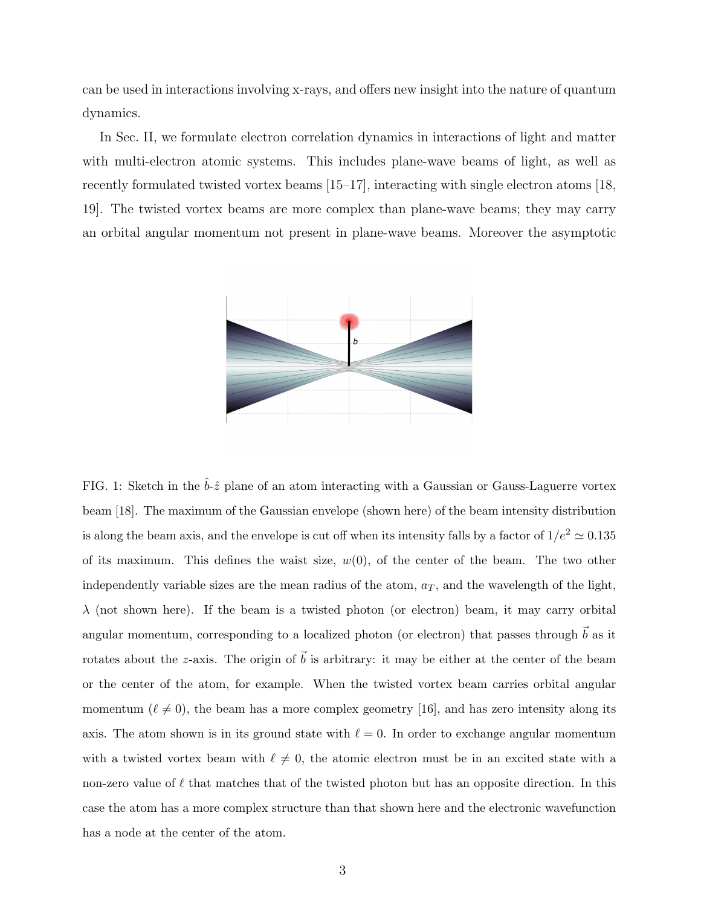can be used in interactions involving x-rays, and offers new insight into the nature of quantum dynamics.

In Sec. II, we formulate electron correlation dynamics in interactions of light and matter with multi-electron atomic systems. This includes plane-wave beams of light, as well as recently formulated twisted vortex beams [15–17], interacting with single electron atoms [18, 19]. The twisted vortex beams are more complex than plane-wave beams; they may carry an orbital angular momentum not present in plane-wave beams. Moreover the asymptotic

FIG. 1: Sketch in the $\hat{b}$-$\hat{z}$ plane of an atom interacting with a Gaussian or Gauss-Laguerre vortex beam [18]. The maximum of the Gaussian envelope (shown here) of the beam intensity distribution is along the beam axis, and the envelope is cut off when its intensity falls by a factor of $1/e^2 \simeq 0.135$ of its maximum. This defines the waist size, $w(0)$, of the center of the beam. The two other independently variable sizes are the mean radius of the atom, $a_T$, and the wavelength of the light, $\lambda$ (not shown here). If the beam is a twisted photon (or electron) beam, it may carry orbital angular momentum, corresponding to a localized photon (or electron) that passes through $\vec{b}$ as it rotates about the $z$-axis. The origin of $\vec{b}$ is arbitrary: it may be either at the center of the beam or the center of the atom, for example. When the twisted vortex beam carries orbital angular momentum ($\ell \neq 0$), the beam has a more complex geometry [16], and has zero intensity along its axis. The atom shown is in its ground state with $\ell = 0$. In order to exchange angular momentum with a twisted vortex beam with $\ell \neq 0$, the atomic electron must be in an excited state with a non-zero value of $\ell$ that matches that of the twisted photon but has an opposite direction. In this case the atom has a more complex structure than that shown here and the electronic wavefunction has a node at the center of the atom.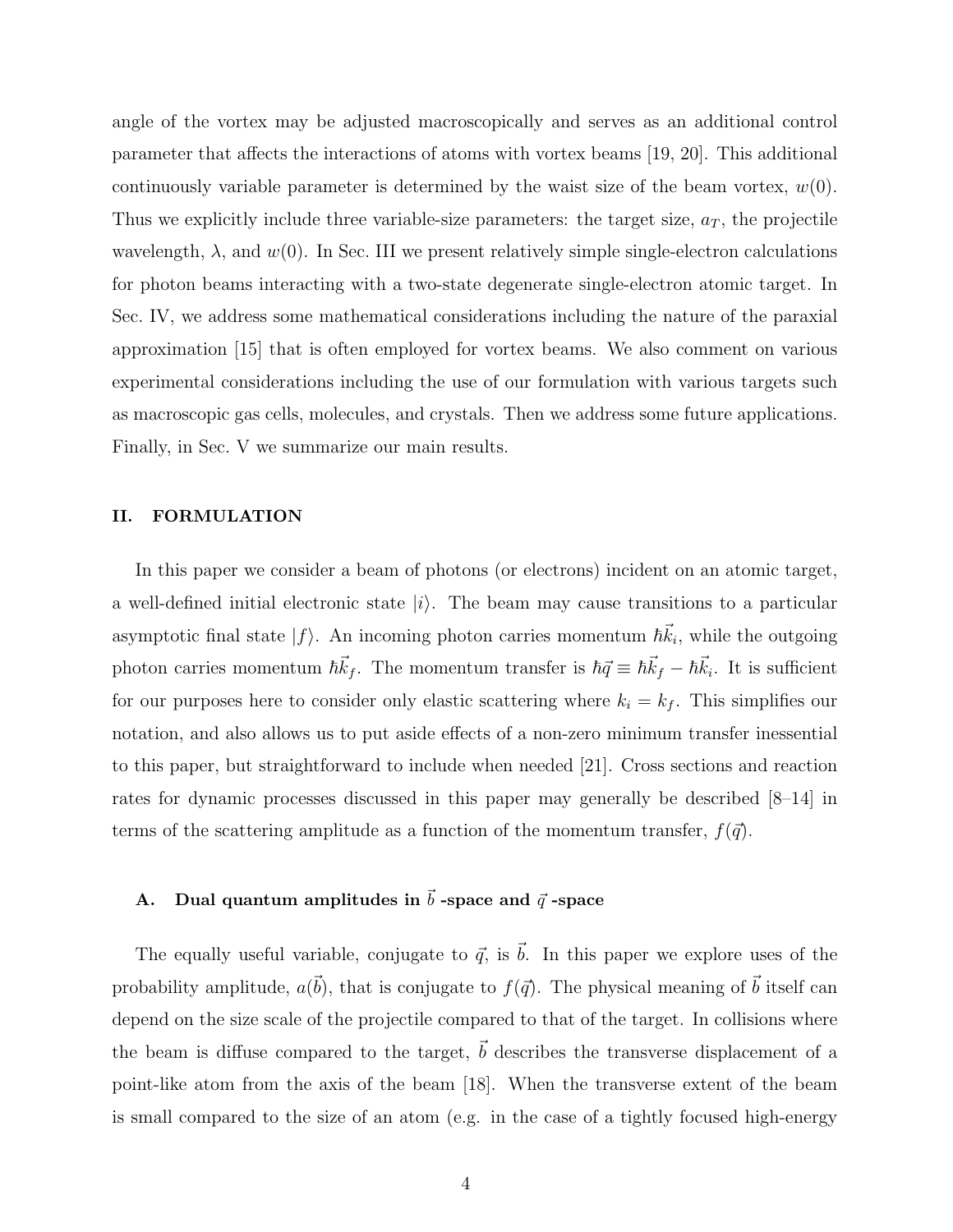angle of the vortex may be adjusted macroscopically and serves as an additional control parameter that affects the interactions of atoms with vortex beams [19, 20]. This additional continuously variable parameter is determined by the waist size of the beam vortex, $w(0)$. Thus we explicitly include three variable-size parameters: the target size, $a_T$, the projectile wavelength, $\lambda$, and $w(0)$. In Sec. III we present relatively simple single-electron calculations for photon beams interacting with a two-state degenerate single-electron atomic target. In Sec. IV, we address some mathematical considerations including the nature of the paraxial approximation [15] that is often employed for vortex beams. We also comment on various experimental considerations including the use of our formulation with various targets such as macroscopic gas cells, molecules, and crystals. Then we address some future applications. Finally, in Sec. V we summarize our main results.

## II. FORMULATION

In this paper we consider a beam of photons (or electrons) incident on an atomic target, a well-defined initial electronic state $|i\rangle$. The beam may cause transitions to a particular asymptotic final state $|f\rangle$. An incoming photon carries momentum $\hbar\vec{k}_i$, while the outgoing photon carries momentum $\hbar\vec{k}_f$. The momentum transfer is $\hbar\vec{q} \equiv \hbar\vec{k}_f - \hbar\vec{k}_i$. It is sufficient for our purposes here to consider only elastic scattering where $k_i = k_f$. This simplifies our notation, and also allows us to put aside effects of a non-zero minimum transfer inessential to this paper, but straightforward to include when needed [21]. Cross sections and reaction rates for dynamic processes discussed in this paper may generally be described [8–14] in terms of the scattering amplitude as a function of the momentum transfer, $f(\vec{q})$.

### A. Dual quantum amplitudes in $\vec{b}$ -space and $\vec{q}$ -space

The equally useful variable, conjugate to $\vec{q}$, is $\vec{b}$. In this paper we explore uses of the probability amplitude, $a(\vec{b})$, that is conjugate to $f(\vec{q})$. The physical meaning of $\vec{b}$ itself can depend on the size scale of the projectile compared to that of the target. In collisions where the beam is diffuse compared to the target, $\vec{b}$ describes the transverse displacement of a point-like atom from the axis of the beam [18]. When the transverse extent of the beam is small compared to the size of an atom (e.g. in the case of a tightly focused high-energy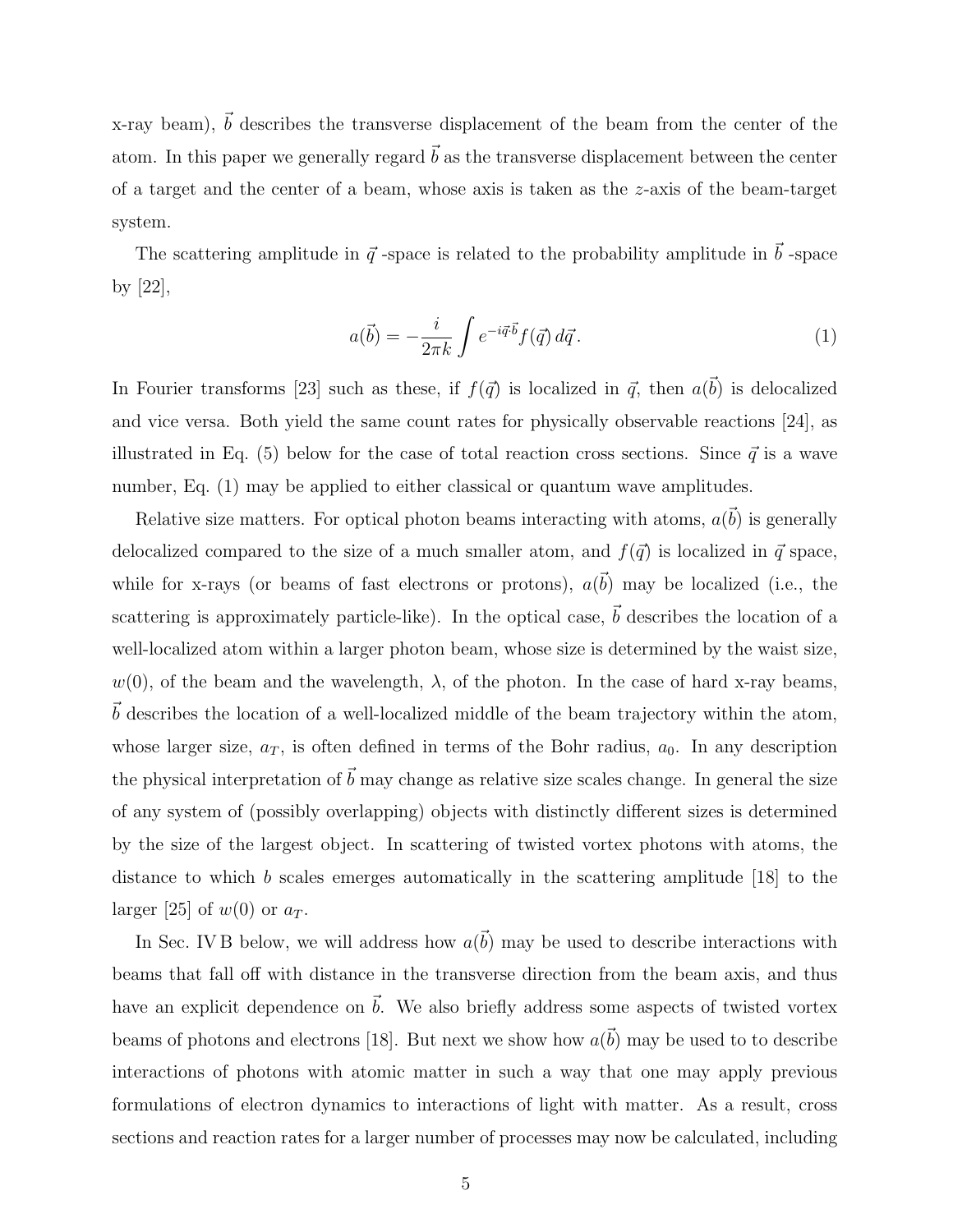x-ray beam), $\vec{b}$ describes the transverse displacement of the beam from the center of the atom. In this paper we generally regard $\vec{b}$ as the transverse displacement between the center of a target and the center of a beam, whose axis is taken as the $z$-axis of the beam-target system.

The scattering amplitude in $\vec{q}$ -space is related to the probability amplitude in $\vec{b}$ -space by [22],

$$a(\vec{b}) = -\frac{i}{2\pi k} \int e^{-i\vec{q}\cdot\vec{b}} f(\vec{q})\, d\vec{q}. \tag{1}$$

In Fourier transforms [23] such as these, if $f(\vec{q})$ is localized in $\vec{q}$, then $a(\vec{b})$ is delocalized and vice versa. Both yield the same count rates for physically observable reactions [24], as illustrated in Eq. (5) below for the case of total reaction cross sections. Since $\vec{q}$ is a wave number, Eq. (1) may be applied to either classical or quantum wave amplitudes.

Relative size matters. For optical photon beams interacting with atoms, $a(\vec{b})$ is generally delocalized compared to the size of a much smaller atom, and $f(\vec{q})$ is localized in $\vec{q}$ space, while for x-rays (or beams of fast electrons or protons), $a(\vec{b})$ may be localized (i.e., the scattering is approximately particle-like). In the optical case, $\vec{b}$ describes the location of a well-localized atom within a larger photon beam, whose size is determined by the waist size, $w(0)$, of the beam and the wavelength, $\lambda$, of the photon. In the case of hard x-ray beams, $\vec{b}$ describes the location of a well-localized middle of the beam trajectory within the atom, whose larger size, $a_T$, is often defined in terms of the Bohr radius, $a_0$. In any description the physical interpretation of $\vec{b}$ may change as relative size scales change. In general the size of any system of (possibly overlapping) objects with distinctly different sizes is determined by the size of the largest object. In scattering of twisted vortex photons with atoms, the distance to which $b$ scales emerges automatically in the scattering amplitude [18] to the larger [25] of $w(0)$ or $a_T$.

In Sec. IV B below, we will address how $a(\vec{b})$ may be used to describe interactions with beams that fall off with distance in the transverse direction from the beam axis, and thus have an explicit dependence on $\vec{b}$. We also briefly address some aspects of twisted vortex beams of photons and electrons [18]. But next we show how $a(\vec{b})$ may be used to to describe interactions of photons with atomic matter in such a way that one may apply previous formulations of electron dynamics to interactions of light with matter. As a result, cross sections and reaction rates for a larger number of processes may now be calculated, including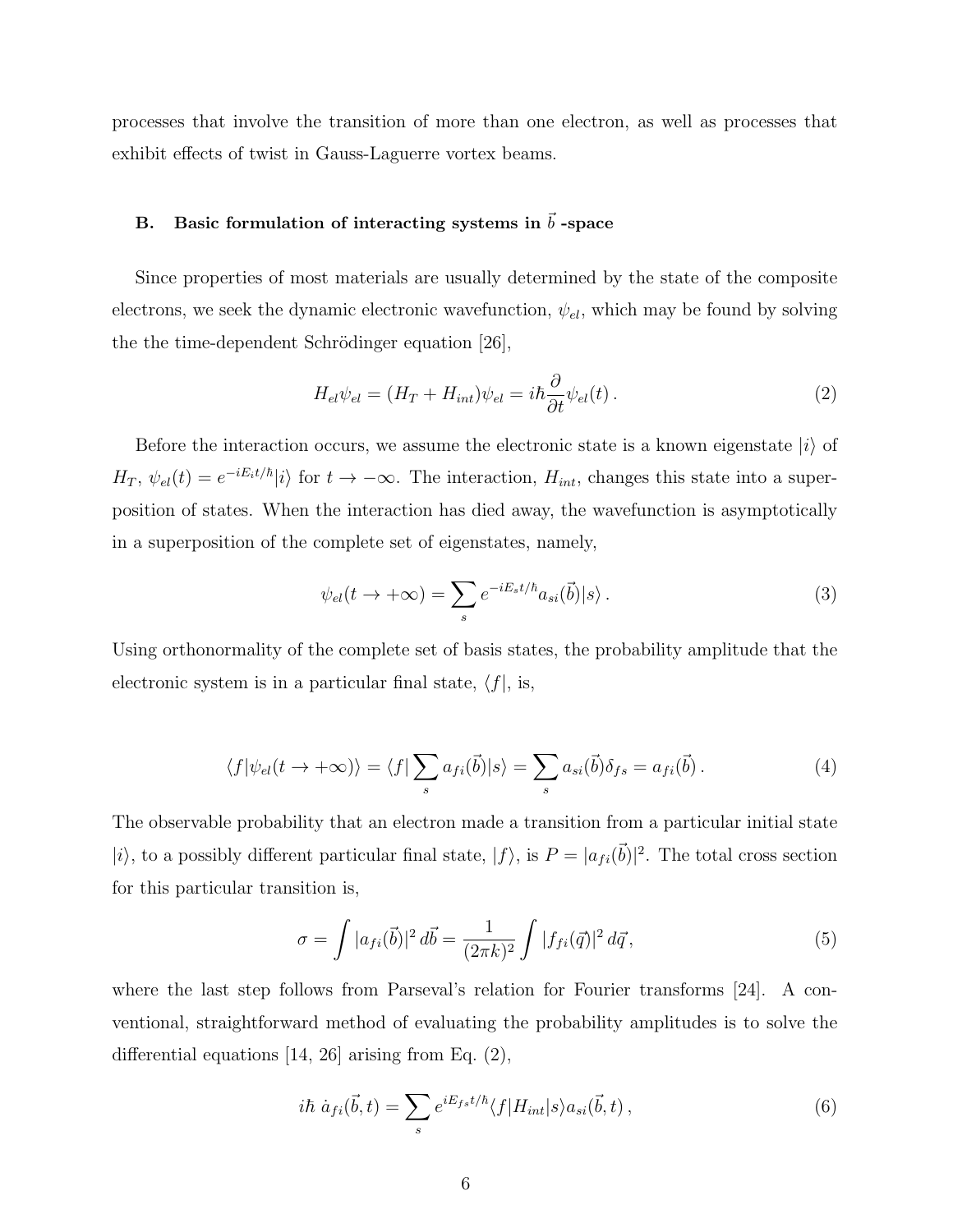processes that involve the transition of more than one electron, as well as processes that exhibit effects of twist in Gauss-Laguerre vortex beams.

### B. Basic formulation of interacting systems in $\vec{b}$ -space

Since properties of most materials are usually determined by the state of the composite electrons, we seek the dynamic electronic wavefunction, $\psi_{el}$, which may be found by solving the the time-dependent Schrödinger equation [26],

$$H_{el}\psi_{el} = (H_T + H_{int})\psi_{el} = i\hbar\frac{\partial}{\partial t}\psi_{el}(t)\,. \tag{2}$$

Before the interaction occurs, we assume the electronic state is a known eigenstate $|i\rangle$ of $H_T$, $\psi_{el}(t) = e^{-iE_i t/\hbar}|i\rangle$ for $t \to -\infty$. The interaction, $H_{int}$, changes this state into a superposition of states. When the interaction has died away, the wavefunction is asymptotically in a superposition of the complete set of eigenstates, namely,

$$\psi_{el}(t \to +\infty) = \sum_s e^{-iE_s t/\hbar} a_{si}(\vec{b})|s\rangle\,. \tag{3}$$

Using orthonormality of the complete set of basis states, the probability amplitude that the electronic system is in a particular final state, $\langle f|$, is,

$$\langle f|\psi_{el}(t \to +\infty)\rangle = \langle f|\sum_s a_{fi}(\vec{b})|s\rangle = \sum_s a_{si}(\vec{b})\delta_{fs} = a_{fi}(\vec{b})\,. \tag{4}$$

The observable probability that an electron made a transition from a particular initial state $|i\rangle$, to a possibly different particular final state, $|f\rangle$, is $P = |a_{fi}(\vec{b})|^2$. The total cross section for this particular transition is,

$$\sigma = \int |a_{fi}(\vec{b})|^2\, d\vec{b} = \frac{1}{(2\pi k)^2}\int |f_{fi}(\vec{q})|^2\, d\vec{q}, \tag{5}$$

where the last step follows from Parseval's relation for Fourier transforms [24]. A conventional, straightforward method of evaluating the probability amplitudes is to solve the differential equations [14, 26] arising from Eq. (2),

$$i\hbar\ \dot{a}_{fi}(\vec{b}, t) = \sum_s e^{iE_{fs}t/\hbar}\langle f|H_{int}|s\rangle a_{si}(\vec{b}, t)\,, \tag{6}$$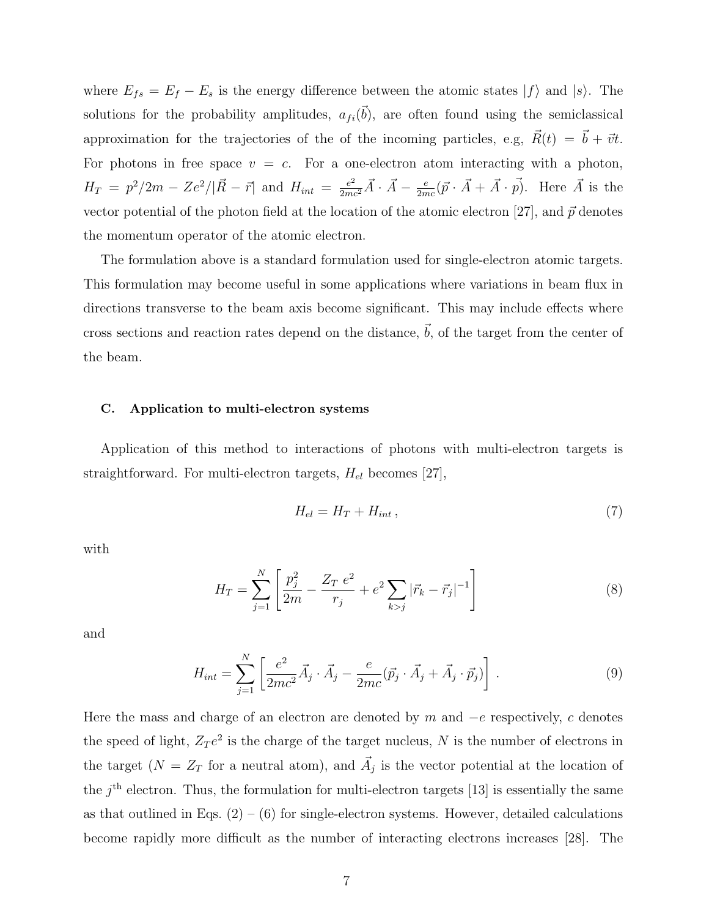where $E_{fs} = E_f - E_s$ is the energy difference between the atomic states $|f\rangle$ and $|s\rangle$. The solutions for the probability amplitudes, $a_{fi}(\vec{b})$, are often found using the semiclassical approximation for the trajectories of the of the incoming particles, e.g, $\vec{R}(t) = \vec{b} + \vec{v}t$. For photons in free space $v = c$. For a one-electron atom interacting with a photon, $H_T = p^2/2m - Ze^2/|\vec{R} - \vec{r}|$ and $H_{int} = \frac{e^2}{2mc^2}\vec{A}\cdot\vec{A} - \frac{e}{2mc}(\vec{p}\cdot\vec{A} + \vec{A}\cdot\vec{p})$. Here $\vec{A}$ is the vector potential of the photon field at the location of the atomic electron [27], and $\vec{p}$ denotes the momentum operator of the atomic electron.

The formulation above is a standard formulation used for single-electron atomic targets. This formulation may become useful in some applications where variations in beam flux in directions transverse to the beam axis become significant. This may include effects where cross sections and reaction rates depend on the distance, $\vec{b}$, of the target from the center of the beam.

### C. Application to multi-electron systems

Application of this method to interactions of photons with multi-electron targets is straightforward. For multi-electron targets, $H_{el}$ becomes [27],

$$H_{el} = H_T + H_{int}\,, \tag{7}$$

with

$$H_T = \sum_{j=1}^{N}\left[\frac{p_j^2}{2m} - \frac{Z_T\, e^2}{r_j} + e^2\sum_{k>j}|\vec{r}_k - \vec{r}_j|^{-1}\right] \tag{8}$$

and

$$H_{int} = \sum_{j=1}^{N}\left[\frac{e^2}{2mc^2}\vec{A}_j\cdot\vec{A}_j - \frac{e}{2mc}(\vec{p}_j\cdot\vec{A}_j + \vec{A}_j\cdot\vec{p}_j)\right]\,. \tag{9}$$

Here the mass and charge of an electron are denoted by $m$ and $-e$ respectively, $c$ denotes the speed of light, $Z_T e^2$ is the charge of the target nucleus, $N$ is the number of electrons in the target ($N = Z_T$ for a neutral atom), and $\vec{A}_j$ is the vector potential at the location of the $j^{\text{th}}$ electron. Thus, the formulation for multi-electron targets [13] is essentially the same as that outlined in Eqs. (2) – (6) for single-electron systems. However, detailed calculations become rapidly more difficult as the number of interacting electrons increases [28]. The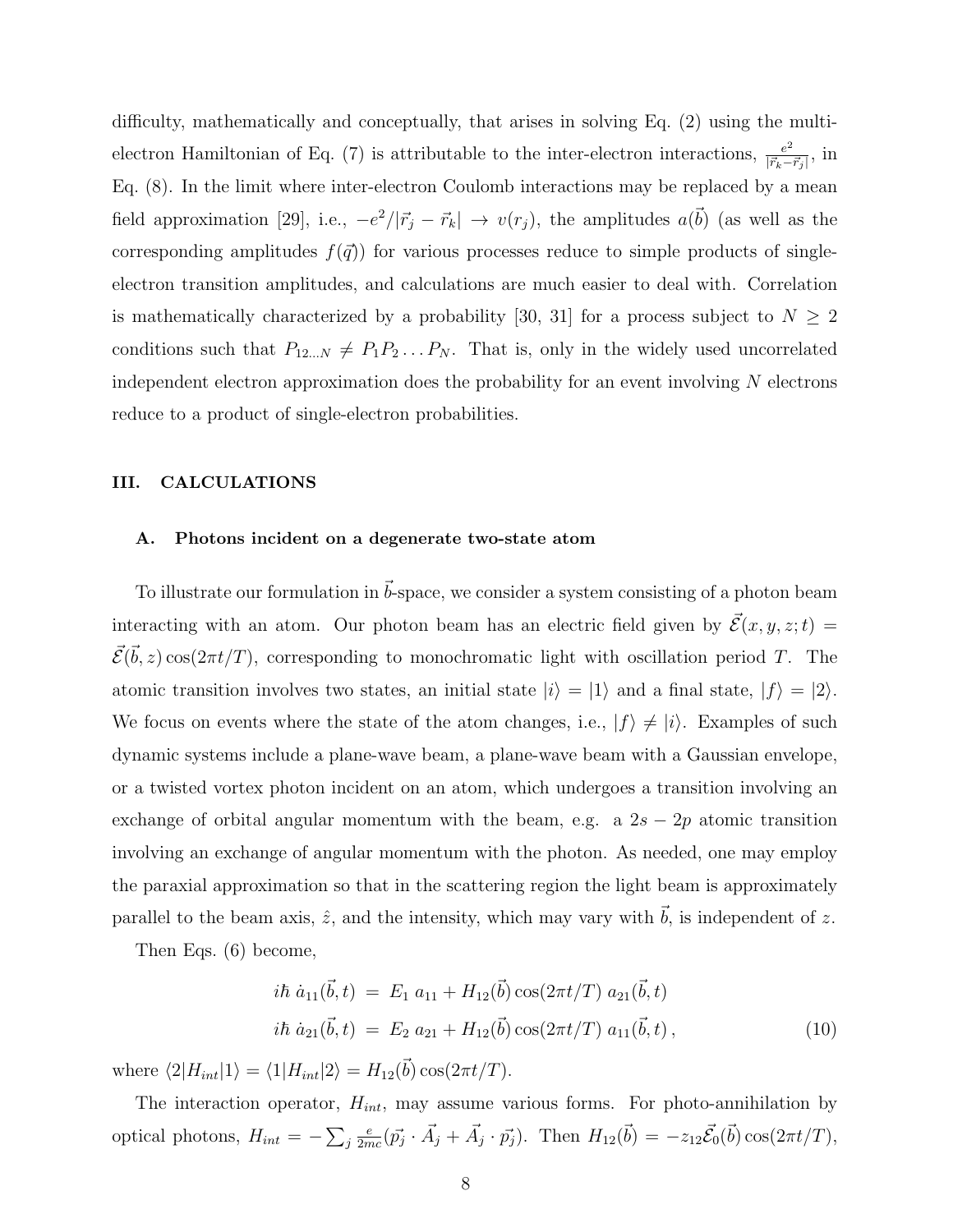difficulty, mathematically and conceptually, that arises in solving Eq. (2) using the multi-electron Hamiltonian of Eq. (7) is attributable to the inter-electron interactions, $\frac{e^2}{|\vec{r}_k - \vec{r}_j|}$, in Eq. (8). In the limit where inter-electron Coulomb interactions may be replaced by a mean field approximation [29], i.e., $-e^2/|\vec{r}_j - \vec{r}_k| \to v(r_j)$, the amplitudes $a(\vec{b})$ (as well as the corresponding amplitudes $f(\vec{q})$) for various processes reduce to simple products of single-electron transition amplitudes, and calculations are much easier to deal with. Correlation is mathematically characterized by a probability [30, 31] for a process subject to $N \geq 2$ conditions such that $P_{12\ldots N} \neq P_1 P_2 \ldots P_N$. That is, only in the widely used uncorrelated independent electron approximation does the probability for an event involving $N$ electrons reduce to a product of single-electron probabilities.

## III. CALCULATIONS

### A. Photons incident on a degenerate two-state atom

To illustrate our formulation in $\vec{b}$-space, we consider a system consisting of a photon beam interacting with an atom. Our photon beam has an electric field given by $\vec{\mathcal{E}}(x, y, z; t) = \vec{\mathcal{E}}(\vec{b}, z)\cos(2\pi t/T)$, corresponding to monochromatic light with oscillation period $T$. The atomic transition involves two states, an initial state $|i\rangle = |1\rangle$ and a final state, $|f\rangle = |2\rangle$. We focus on events where the state of the atom changes, i.e., $|f\rangle \neq |i\rangle$. Examples of such dynamic systems include a plane-wave beam, a plane-wave beam with a Gaussian envelope, or a twisted vortex photon incident on an atom, which undergoes a transition involving an exchange of orbital angular momentum with the beam, e.g. a $2s - 2p$ atomic transition involving an exchange of angular momentum with the photon. As needed, one may employ the paraxial approximation so that in the scattering region the light beam is approximately parallel to the beam axis, $\hat{z}$, and the intensity, which may vary with $\vec{b}$, is independent of $z$.

Then Eqs. (6) become,

$$
\begin{aligned}
i\hbar\, \dot{a}_{11}(\vec{b}, t) &= E_1\, a_{11} + H_{12}(\vec{b})\cos(2\pi t/T)\; a_{21}(\vec{b}, t) \\
i\hbar\, \dot{a}_{21}(\vec{b}, t) &= E_2\, a_{21} + H_{12}(\vec{b})\cos(2\pi t/T)\; a_{11}(\vec{b}, t)\,,
\end{aligned}
\tag{10}
$$

where $\langle 2|H_{int}|1\rangle = \langle 1|H_{int}|2\rangle = H_{12}(\vec{b})\cos(2\pi t/T)$.

The interaction operator, $H_{int}$, may assume various forms. For photo-annihilation by optical photons, $H_{int} = -\sum_j \frac{e}{2mc}(\vec{p_j} \cdot \vec{A}_j + \vec{A}_j \cdot \vec{p_j})$. Then $H_{12}(\vec{b}) = -z_{12}\vec{\mathcal{E}}_0(\vec{b})\cos(2\pi t/T)$,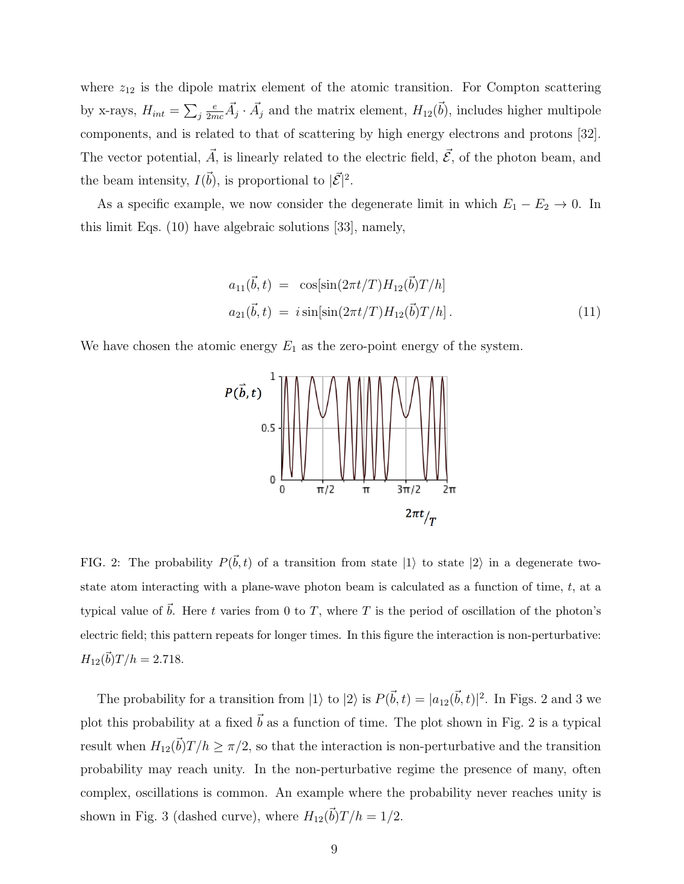where $z_{12}$ is the dipole matrix element of the atomic transition. For Compton scattering by x-rays, $H_{int} = \sum_j \frac{e}{2mc} \vec{A}_j \cdot \vec{A}_j$ and the matrix element, $H_{12}(\vec{b})$, includes higher multipole components, and is related to that of scattering by high energy electrons and protons [32]. The vector potential, $\vec{A}$, is linearly related to the electric field, $\vec{\mathcal{E}}$, of the photon beam, and the beam intensity, $I(\vec{b})$, is proportional to $|\vec{\mathcal{E}}|^2$.

As a specific example, we now consider the degenerate limit in which $E_1 - E_2 \to 0$. In this limit Eqs. (10) have algebraic solutions [33], namely,

$$
\begin{aligned}
a_{11}(\vec{b}, t) &= \cos[\sin(2\pi t/T) H_{12}(\vec{b}) T/h] \\
a_{21}(\vec{b}, t) &= i \sin[\sin(2\pi t/T) H_{12}(\vec{b}) T/h] \,.
\end{aligned}
\tag{11}
$$

We have chosen the atomic energy $E_1$ as the zero-point energy of the system.

FIG. 2: The probability $P(\vec{b}, t)$ of a transition from state $|1\rangle$ to state $|2\rangle$ in a degenerate two-state atom interacting with a plane-wave photon beam is calculated as a function of time, $t$, at a typical value of $\vec{b}$. Here $t$ varies from 0 to $T$, where $T$ is the period of oscillation of the photon's electric field; this pattern repeats for longer times. In this figure the interaction is non-perturbative: $H_{12}(\vec{b})T/h = 2.718$.

The probability for a transition from $|1\rangle$ to $|2\rangle$ is $P(\vec{b}, t) = |a_{12}(\vec{b}, t)|^2$. In Figs. 2 and 3 we plot this probability at a fixed $\vec{b}$ as a function of time. The plot shown in Fig. 2 is a typical result when $H_{12}(\vec{b})T/h \geq \pi/2$, so that the interaction is non-perturbative and the transition probability may reach unity. In the non-perturbative regime the presence of many, often complex, oscillations is common. An example where the probability never reaches unity is shown in Fig. 3 (dashed curve), where $H_{12}(\vec{b})T/h = 1/2$.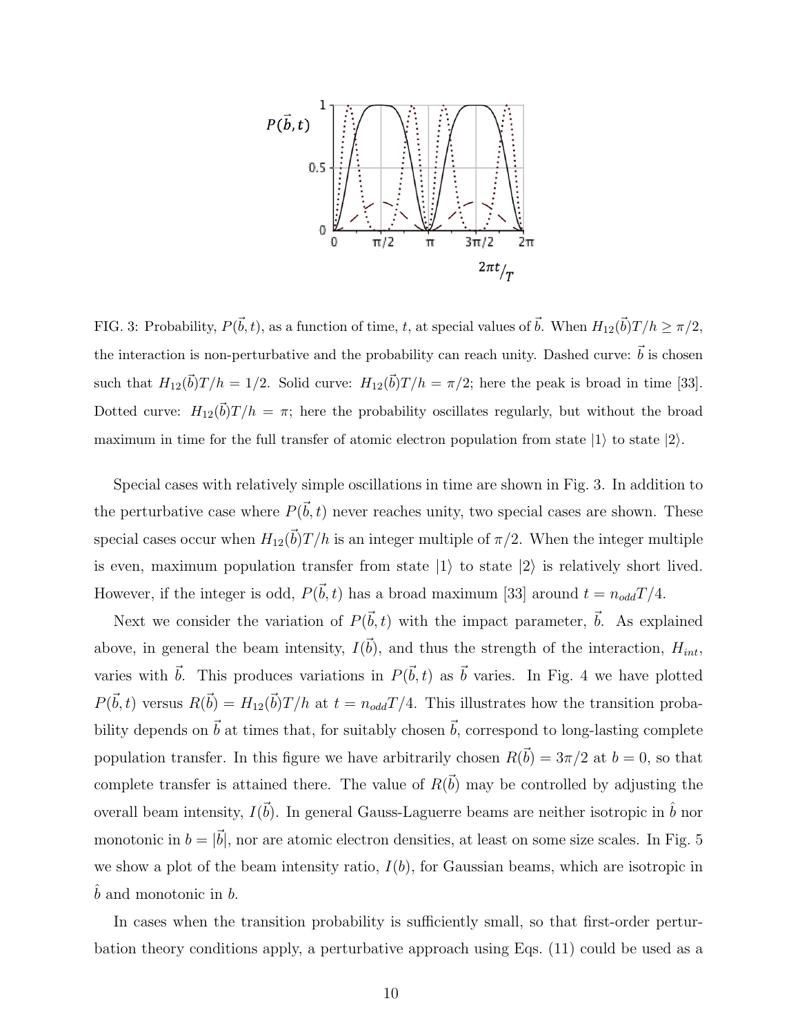FIG. 3: Probability, $P(\vec{b}, t)$, as a function of time, $t$, at special values of $\vec{b}$. When $H_{12}(\vec{b})T/h \geq \pi/2$, the interaction is non-perturbative and the probability can reach unity. Dashed curve: $\vec{b}$ is chosen such that $H_{12}(\vec{b})T/h = 1/2$. Solid curve: $H_{12}(\vec{b})T/h = \pi/2$; here the peak is broad in time [33]. Dotted curve: $H_{12}(\vec{b})T/h = \pi$; here the probability oscillates regularly, but without the broad maximum in time for the full transfer of atomic electron population from state $|1\rangle$ to state $|2\rangle$.

Special cases with relatively simple oscillations in time are shown in Fig. 3. In addition to the perturbative case where $P(\vec{b}, t)$ never reaches unity, two special cases are shown. These special cases occur when $H_{12}(\vec{b})T/h$ is an integer multiple of $\pi/2$. When the integer multiple is even, maximum population transfer from state $|1\rangle$ to state $|2\rangle$ is relatively short lived. However, if the integer is odd, $P(\vec{b}, t)$ has a broad maximum [33] around $t = n_{odd}T/4$.

Next we consider the variation of $P(\vec{b}, t)$ with the impact parameter, $\vec{b}$. As explained above, in general the beam intensity, $I(\vec{b})$, and thus the strength of the interaction, $H_{int}$, varies with $\vec{b}$. This produces variations in $P(\vec{b}, t)$ as $\vec{b}$ varies. In Fig. 4 we have plotted $P(\vec{b}, t)$ versus $R(\vec{b}) = H_{12}(\vec{b})T/h$ at $t = n_{odd}T/4$. This illustrates how the transition probability depends on $\vec{b}$ at times that, for suitably chosen $\vec{b}$, correspond to long-lasting complete population transfer. In this figure we have arbitrarily chosen $R(\vec{b}) = 3\pi/2$ at $b = 0$, so that complete transfer is attained there. The value of $R(\vec{b})$ may be controlled by adjusting the overall beam intensity, $I(\vec{b})$. In general Gauss-Laguerre beams are neither isotropic in $\hat{b}$ nor monotonic in $b = |\vec{b}|$, nor are atomic electron densities, at least on some size scales. In Fig. 5 we show a plot of the beam intensity ratio, $I(b)$, for Gaussian beams, which are isotropic in $\hat{b}$ and monotonic in $b$.

In cases when the transition probability is sufficiently small, so that first-order perturbation theory conditions apply, a perturbative approach using Eqs. (11) could be used as a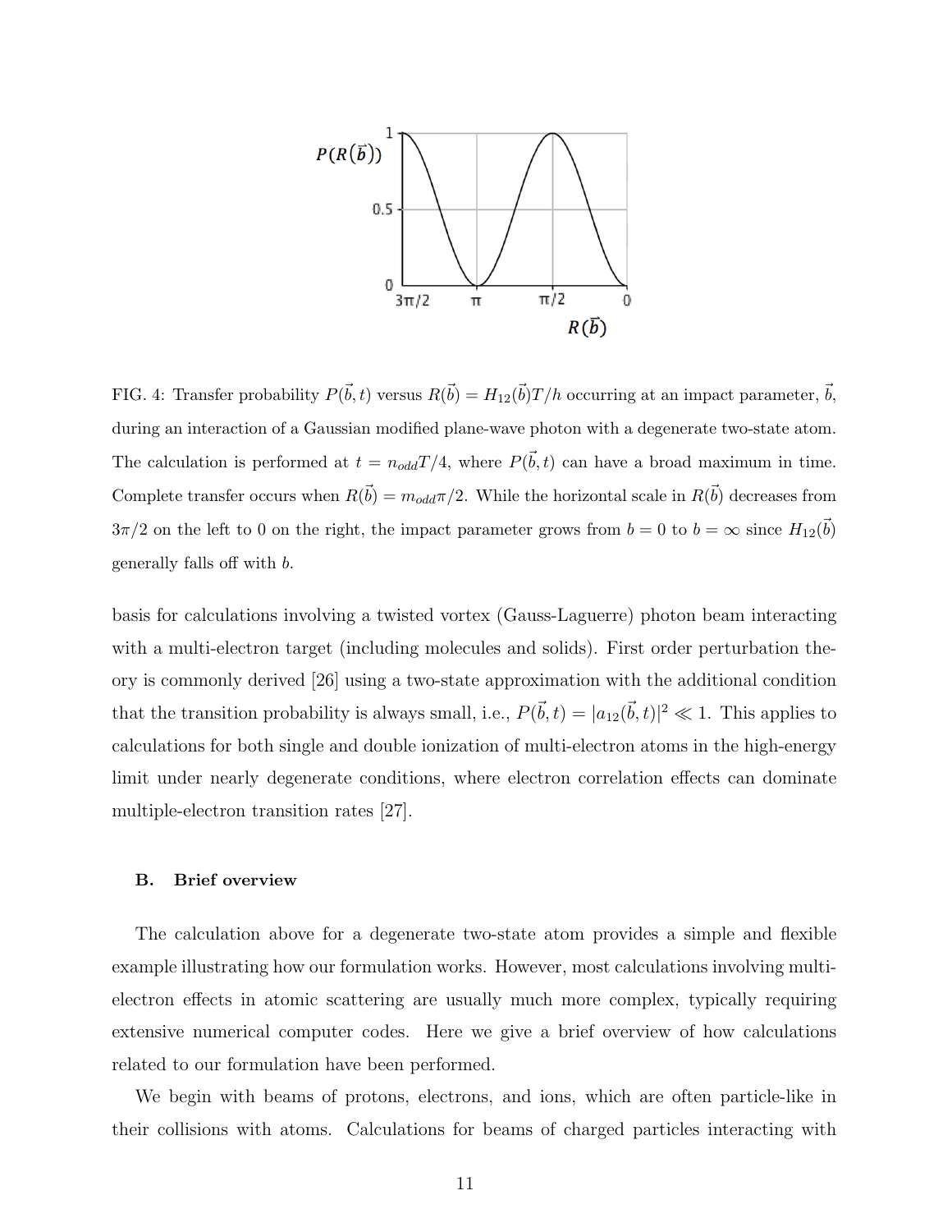FIG. 4: Transfer probability $P(\vec{b},t)$ versus $R(\vec{b}) = H_{12}(\vec{b})T/h$ occurring at an impact parameter, $\vec{b}$, during an interaction of a Gaussian modified plane-wave photon with a degenerate two-state atom. The calculation is performed at $t = n_{odd}T/4$, where $P(\vec{b},t)$ can have a broad maximum in time. Complete transfer occurs when $R(\vec{b}) = m_{odd}\pi/2$. While the horizontal scale in $R(\vec{b})$ decreases from $3\pi/2$ on the left to 0 on the right, the impact parameter grows from $b = 0$ to $b = \infty$ since $H_{12}(\vec{b})$ generally falls off with $b$.

basis for calculations involving a twisted vortex (Gauss-Laguerre) photon beam interacting with a multi-electron target (including molecules and solids). First order perturbation theory is commonly derived [26] using a two-state approximation with the additional condition that the transition probability is always small, i.e., $P(\vec{b},t) = |a_{12}(\vec{b},t)|^2 \ll 1$. This applies to calculations for both single and double ionization of multi-electron atoms in the high-energy limit under nearly degenerate conditions, where electron correlation effects can dominate multiple-electron transition rates [27].

### B. Brief overview

The calculation above for a degenerate two-state atom provides a simple and flexible example illustrating how our formulation works. However, most calculations involving multi-electron effects in atomic scattering are usually much more complex, typically requiring extensive numerical computer codes. Here we give a brief overview of how calculations related to our formulation have been performed.

We begin with beams of protons, electrons, and ions, which are often particle-like in their collisions with atoms. Calculations for beams of charged particles interacting with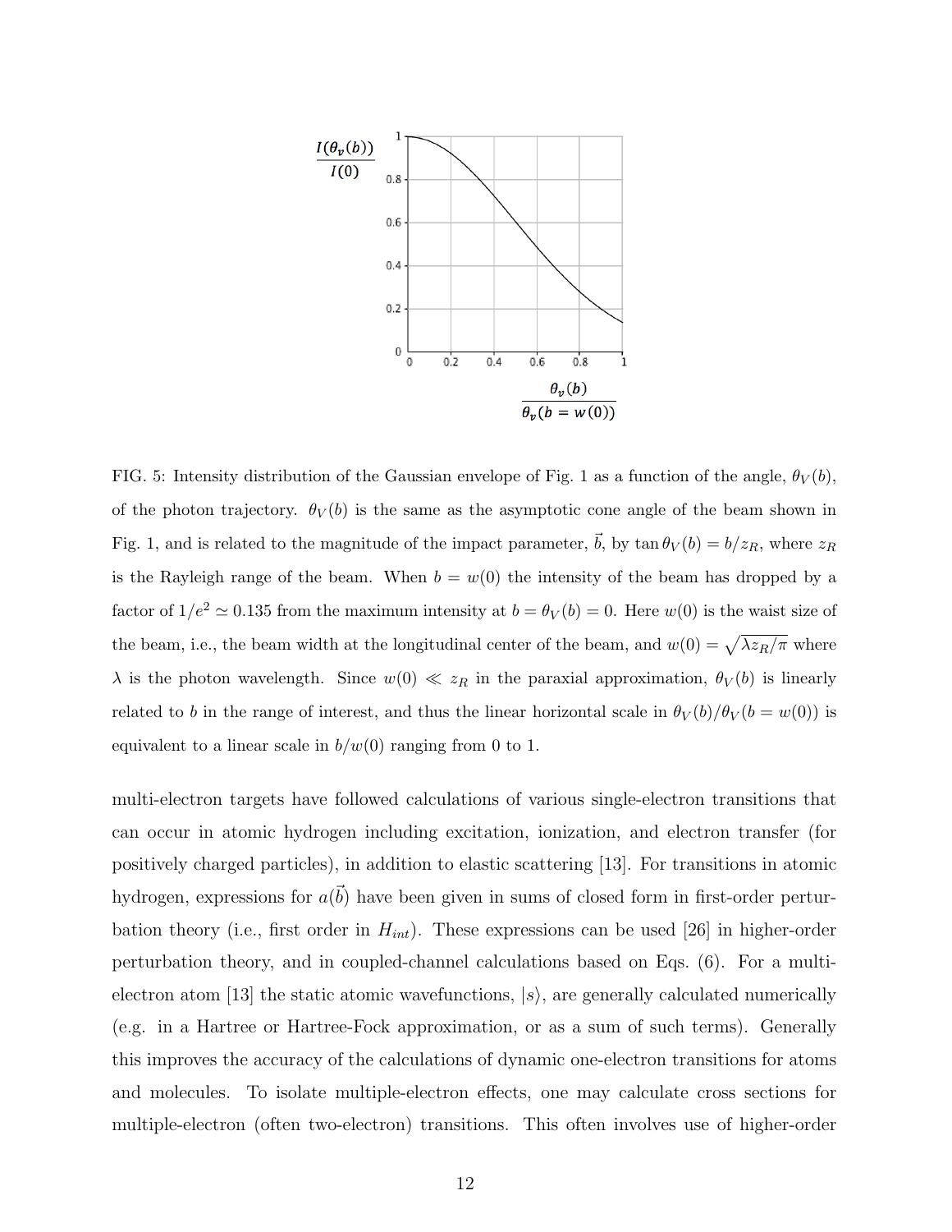FIG. 5: Intensity distribution of the Gaussian envelope of Fig. 1 as a function of the angle, $\theta_V(b)$, of the photon trajectory. $\theta_V(b)$ is the same as the asymptotic cone angle of the beam shown in Fig. 1, and is related to the magnitude of the impact parameter, $\vec{b}$, by $\tan\theta_V(b) = b/z_R$, where $z_R$ is the Rayleigh range of the beam. When $b = w(0)$ the intensity of the beam has dropped by a factor of $1/e^2 \simeq 0.135$ from the maximum intensity at $b = \theta_V(b) = 0$. Here $w(0)$ is the waist size of the beam, i.e., the beam width at the longitudinal center of the beam, and $w(0) = \sqrt{\lambda z_R/\pi}$ where $\lambda$ is the photon wavelength. Since $w(0) \ll z_R$ in the paraxial approximation, $\theta_V(b)$ is linearly related to $b$ in the range of interest, and thus the linear horizontal scale in $\theta_V(b)/\theta_V(b = w(0))$ is equivalent to a linear scale in $b/w(0)$ ranging from 0 to 1.

multi-electron targets have followed calculations of various single-electron transitions that can occur in atomic hydrogen including excitation, ionization, and electron transfer (for positively charged particles), in addition to elastic scattering [13]. For transitions in atomic hydrogen, expressions for $a(\vec{b})$ have been given in sums of closed form in first-order perturbation theory (i.e., first order in $H_{int}$). These expressions can be used [26] in higher-order perturbation theory, and in coupled-channel calculations based on Eqs. (6). For a multi-electron atom [13] the static atomic wavefunctions, $|s\rangle$, are generally calculated numerically (e.g. in a Hartree or Hartree-Fock approximation, or as a sum of such terms). Generally this improves the accuracy of the calculations of dynamic one-electron transitions for atoms and molecules. To isolate multiple-electron effects, one may calculate cross sections for multiple-electron (often two-electron) transitions. This often involves use of higher-order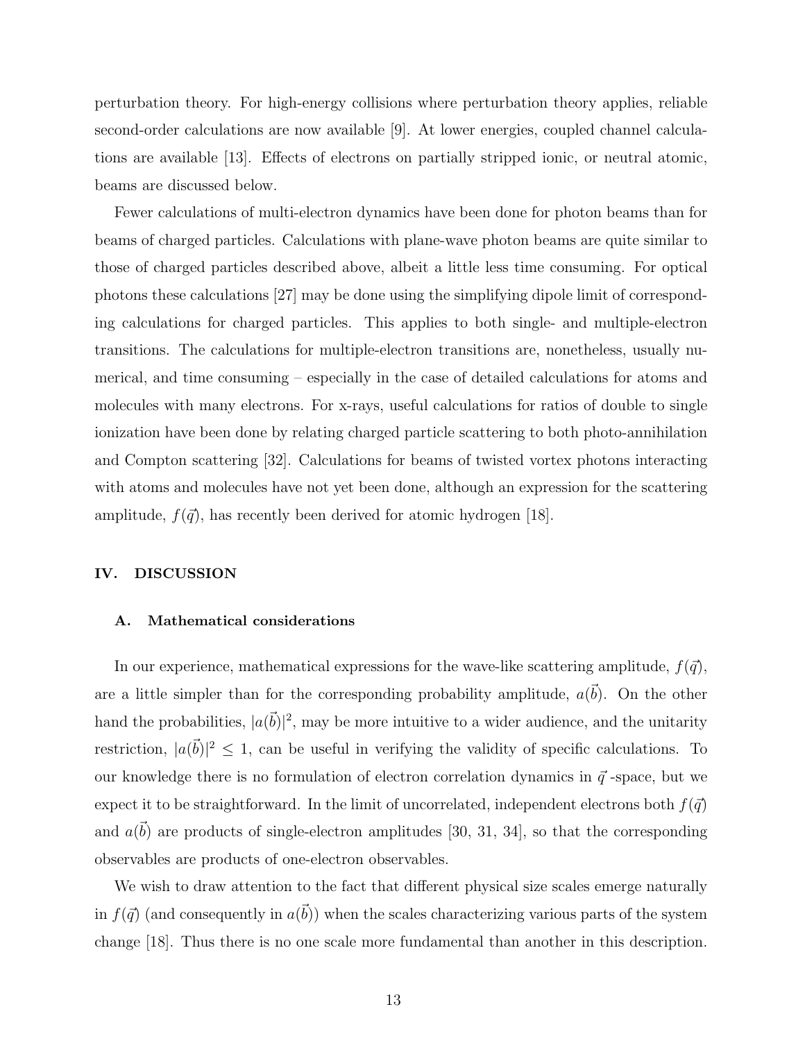perturbation theory. For high-energy collisions where perturbation theory applies, reliable second-order calculations are now available [9]. At lower energies, coupled channel calculations are available [13]. Effects of electrons on partially stripped ionic, or neutral atomic, beams are discussed below.

Fewer calculations of multi-electron dynamics have been done for photon beams than for beams of charged particles. Calculations with plane-wave photon beams are quite similar to those of charged particles described above, albeit a little less time consuming. For optical photons these calculations [27] may be done using the simplifying dipole limit of corresponding calculations for charged particles. This applies to both single- and multiple-electron transitions. The calculations for multiple-electron transitions are, nonetheless, usually numerical, and time consuming – especially in the case of detailed calculations for atoms and molecules with many electrons. For x-rays, useful calculations for ratios of double to single ionization have been done by relating charged particle scattering to both photo-annihilation and Compton scattering [32]. Calculations for beams of twisted vortex photons interacting with atoms and molecules have not yet been done, although an expression for the scattering amplitude, $f(\vec{q})$, has recently been derived for atomic hydrogen [18].

## IV. DISCUSSION

### A. Mathematical considerations

In our experience, mathematical expressions for the wave-like scattering amplitude, $f(\vec{q})$, are a little simpler than for the corresponding probability amplitude, $a(\vec{b})$. On the other hand the probabilities, $|a(\vec{b})|^2$, may be more intuitive to a wider audience, and the unitarity restriction, $|a(\vec{b})|^2 \leq 1$, can be useful in verifying the validity of specific calculations. To our knowledge there is no formulation of electron correlation dynamics in $\vec{q}$ -space, but we expect it to be straightforward. In the limit of uncorrelated, independent electrons both $f(\vec{q})$ and $a(\vec{b})$ are products of single-electron amplitudes [30, 31, 34], so that the corresponding observables are products of one-electron observables.

We wish to draw attention to the fact that different physical size scales emerge naturally in $f(\vec{q})$ (and consequently in $a(\vec{b})$) when the scales characterizing various parts of the system change [18]. Thus there is no one scale more fundamental than another in this description.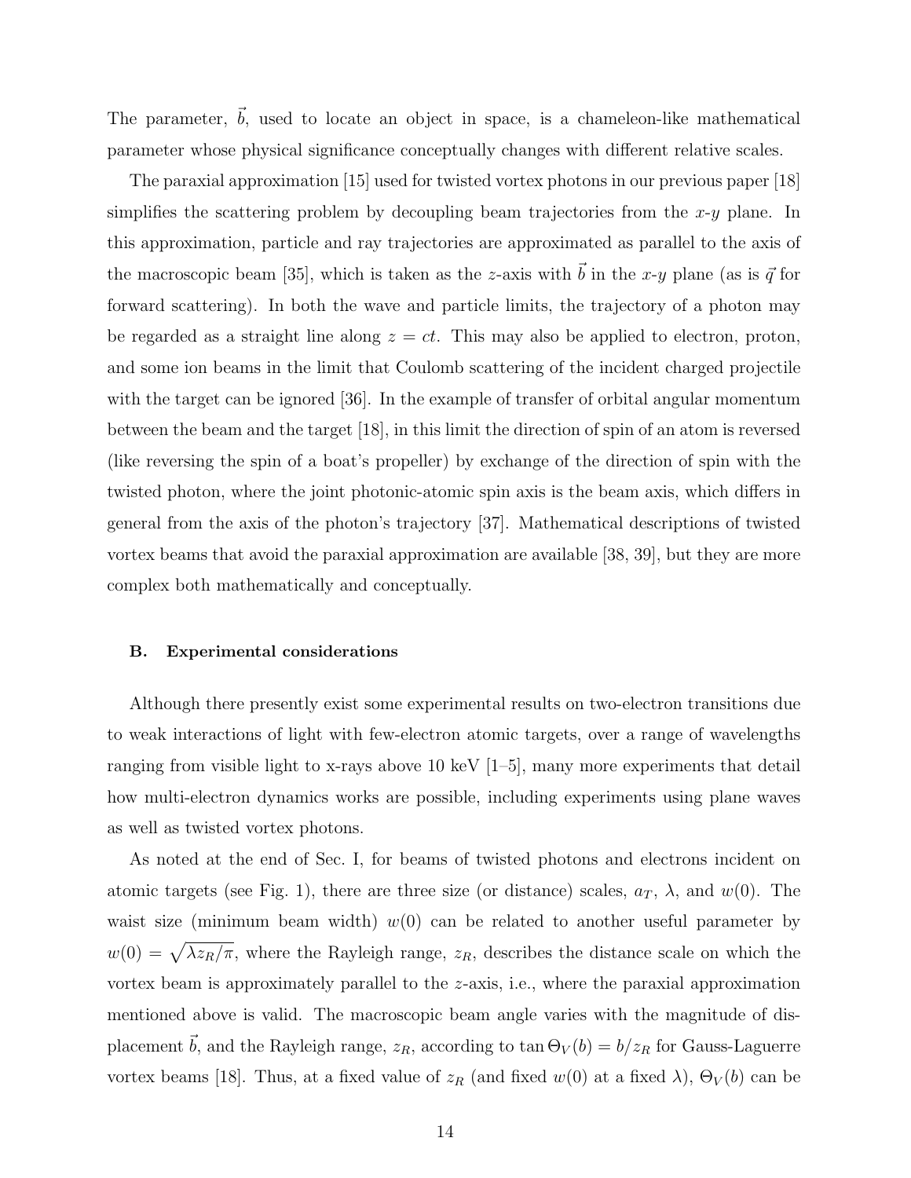The parameter, $\vec{b}$, used to locate an object in space, is a chameleon-like mathematical parameter whose physical significance conceptually changes with different relative scales.

The paraxial approximation [15] used for twisted vortex photons in our previous paper [18] simplifies the scattering problem by decoupling beam trajectories from the $x$-$y$ plane. In this approximation, particle and ray trajectories are approximated as parallel to the axis of the macroscopic beam [35], which is taken as the $z$-axis with $\vec{b}$ in the $x$-$y$ plane (as is $\vec{q}$ for forward scattering). In both the wave and particle limits, the trajectory of a photon may be regarded as a straight line along $z = ct$. This may also be applied to electron, proton, and some ion beams in the limit that Coulomb scattering of the incident charged projectile with the target can be ignored [36]. In the example of transfer of orbital angular momentum between the beam and the target [18], in this limit the direction of spin of an atom is reversed (like reversing the spin of a boat's propeller) by exchange of the direction of spin with the twisted photon, where the joint photonic-atomic spin axis is the beam axis, which differs in general from the axis of the photon's trajectory [37]. Mathematical descriptions of twisted vortex beams that avoid the paraxial approximation are available [38, 39], but they are more complex both mathematically and conceptually.

### B. Experimental considerations

Although there presently exist some experimental results on two-electron transitions due to weak interactions of light with few-electron atomic targets, over a range of wavelengths ranging from visible light to x-rays above 10 keV [1–5], many more experiments that detail how multi-electron dynamics works are possible, including experiments using plane waves as well as twisted vortex photons.

As noted at the end of Sec. I, for beams of twisted photons and electrons incident on atomic targets (see Fig. 1), there are three size (or distance) scales, $a_T$, $\lambda$, and $w(0)$. The waist size (minimum beam width) $w(0)$ can be related to another useful parameter by $w(0) = \sqrt{\lambda z_R/\pi}$, where the Rayleigh range, $z_R$, describes the distance scale on which the vortex beam is approximately parallel to the $z$-axis, i.e., where the paraxial approximation mentioned above is valid. The macroscopic beam angle varies with the magnitude of displacement $\vec{b}$, and the Rayleigh range, $z_R$, according to $\tan \Theta_V(b) = b/z_R$ for Gauss-Laguerre vortex beams [18]. Thus, at a fixed value of $z_R$ (and fixed $w(0)$ at a fixed $\lambda$), $\Theta_V(b)$ can be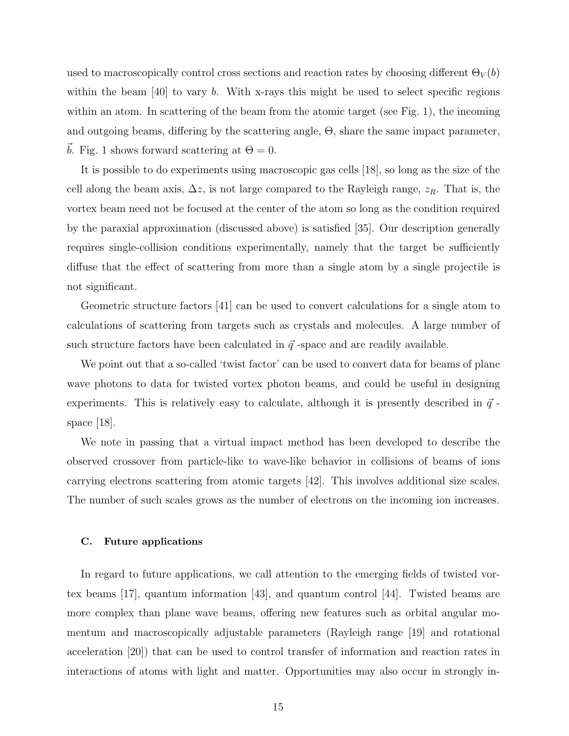used to macroscopically control cross sections and reaction rates by choosing different $\Theta_V(b)$ within the beam [40] to vary $b$. With x-rays this might be used to select specific regions within an atom. In scattering of the beam from the atomic target (see Fig. 1), the incoming and outgoing beams, differing by the scattering angle, $\Theta$, share the same impact parameter, $\vec{b}$. Fig. 1 shows forward scattering at $\Theta = 0$.

It is possible to do experiments using macroscopic gas cells [18], so long as the size of the cell along the beam axis, $\Delta z$, is not large compared to the Rayleigh range, $z_R$. That is, the vortex beam need not be focused at the center of the atom so long as the condition required by the paraxial approximation (discussed above) is satisfied [35]. Our description generally requires single-collision conditions experimentally, namely that the target be sufficiently diffuse that the effect of scattering from more than a single atom by a single projectile is not significant.

Geometric structure factors [41] can be used to convert calculations for a single atom to calculations of scattering from targets such as crystals and molecules. A large number of such structure factors have been calculated in $\vec{q}$ -space and are readily available.

We point out that a so-called 'twist factor' can be used to convert data for beams of plane wave photons to data for twisted vortex photon beams, and could be useful in designing experiments. This is relatively easy to calculate, although it is presently described in $\vec{q}$ -space [18].

We note in passing that a virtual impact method has been developed to describe the observed crossover from particle-like to wave-like behavior in collisions of beams of ions carrying electrons scattering from atomic targets [42]. This involves additional size scales. The number of such scales grows as the number of electrons on the incoming ion increases.

### C. Future applications

In regard to future applications, we call attention to the emerging fields of twisted vortex beams [17], quantum information [43], and quantum control [44]. Twisted beams are more complex than plane wave beams, offering new features such as orbital angular momentum and macroscopically adjustable parameters (Rayleigh range [19] and rotational acceleration [20]) that can be used to control transfer of information and reaction rates in interactions of atoms with light and matter. Opportunities may also occur in strongly in-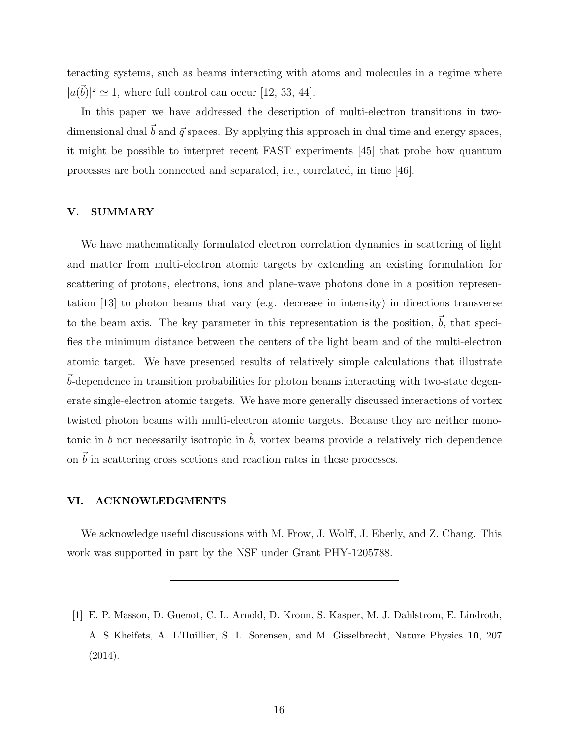teracting systems, such as beams interacting with atoms and molecules in a regime where $|a(\vec{b})|^2 \simeq 1$, where full control can occur [12, 33, 44].

In this paper we have addressed the description of multi-electron transitions in two-dimensional dual $\vec{b}$ and $\vec{q}$ spaces. By applying this approach in dual time and energy spaces, it might be possible to interpret recent FAST experiments [45] that probe how quantum processes are both connected and separated, i.e., correlated, in time [46].

## V. SUMMARY

We have mathematically formulated electron correlation dynamics in scattering of light and matter from multi-electron atomic targets by extending an existing formulation for scattering of protons, electrons, ions and plane-wave photons done in a position representation [13] to photon beams that vary (e.g. decrease in intensity) in directions transverse to the beam axis. The key parameter in this representation is the position, $\vec{b}$, that specifies the minimum distance between the centers of the light beam and of the multi-electron atomic target. We have presented results of relatively simple calculations that illustrate $\vec{b}$-dependence in transition probabilities for photon beams interacting with two-state degenerate single-electron atomic targets. We have more generally discussed interactions of vortex twisted photon beams with multi-electron atomic targets. Because they are neither monotonic in $b$ nor necessarily isotropic in $\hat{b}$, vortex beams provide a relatively rich dependence on $\vec{b}$ in scattering cross sections and reaction rates in these processes.

## VI. ACKNOWLEDGMENTS

We acknowledge useful discussions with M. Frow, J. Wolff, J. Eberly, and Z. Chang. This work was supported in part by the NSF under Grant PHY-1205788.

---

[1] E. P. Masson, D. Guenot, C. L. Arnold, D. Kroon, S. Kasper, M. J. Dahlstrom, E. Lindroth, A. S Kheifets, A. L'Huillier, S. L. Sorensen, and M. Gisselbrecht, Nature Physics **10**, 207 (2014).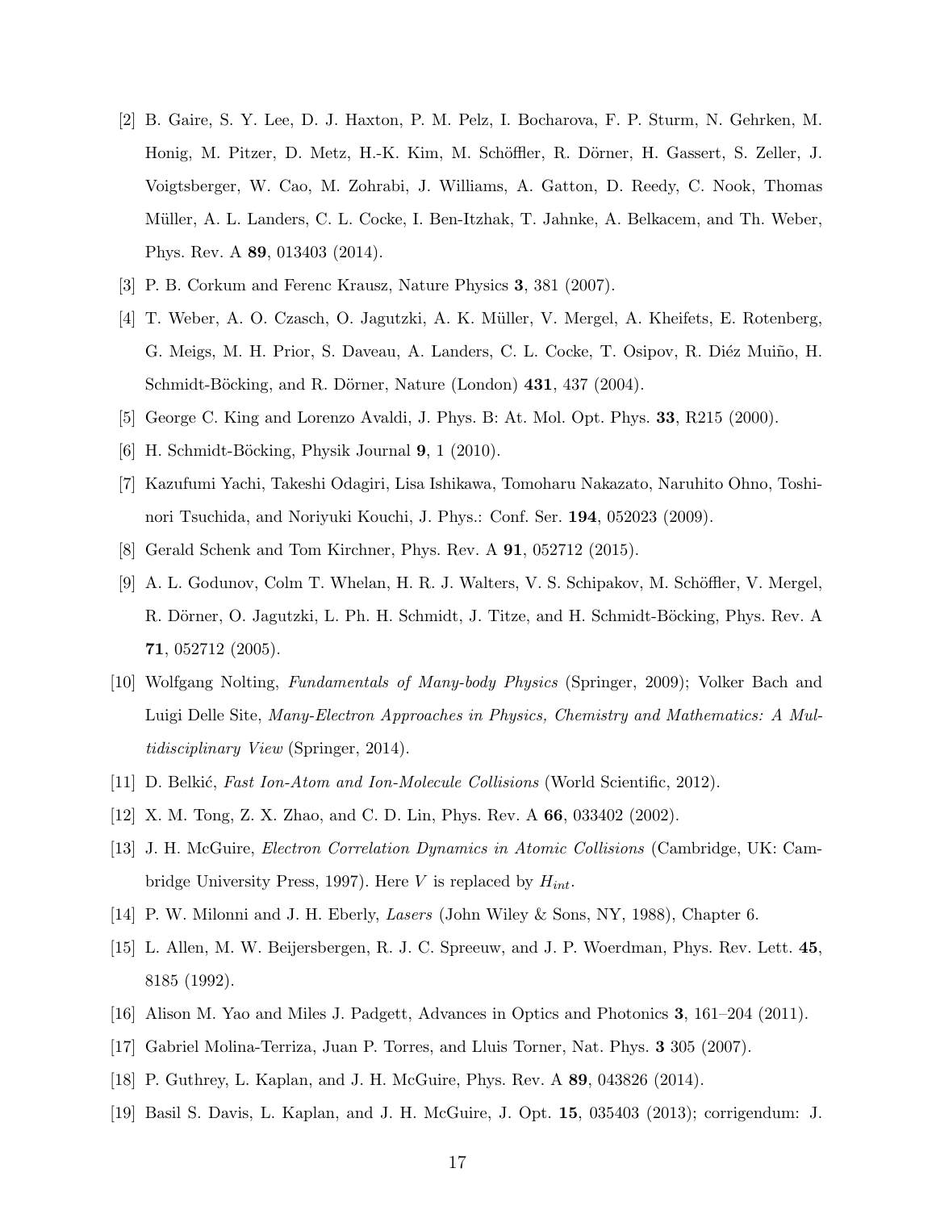[2] B. Gaire, S. Y. Lee, D. J. Haxton, P. M. Pelz, I. Bocharova, F. P. Sturm, N. Gehrken, M. Honig, M. Pitzer, D. Metz, H.-K. Kim, M. Schöffler, R. Dörner, H. Gassert, S. Zeller, J. Voigtsberger, W. Cao, M. Zohrabi, J. Williams, A. Gatton, D. Reedy, C. Nook, Thomas Müller, A. L. Landers, C. L. Cocke, I. Ben-Itzhak, T. Jahnke, A. Belkacem, and Th. Weber, Phys. Rev. A **89**, 013403 (2014).

[3] P. B. Corkum and Ferenc Krausz, Nature Physics **3**, 381 (2007).

[4] T. Weber, A. O. Czasch, O. Jagutzki, A. K. Müller, V. Mergel, A. Kheifets, E. Rotenberg, G. Meigs, M. H. Prior, S. Daveau, A. Landers, C. L. Cocke, T. Osipov, R. Diéz Muiño, H. Schmidt-Böcking, and R. Dörner, Nature (London) **431**, 437 (2004).

[5] George C. King and Lorenzo Avaldi, J. Phys. B: At. Mol. Opt. Phys. **33**, R215 (2000).

[6] H. Schmidt-Böcking, Physik Journal **9**, 1 (2010).

[7] Kazufumi Yachi, Takeshi Odagiri, Lisa Ishikawa, Tomoharu Nakazato, Naruhito Ohno, Toshinori Tsuchida, and Noriyuki Kouchi, J. Phys.: Conf. Ser. **194**, 052023 (2009).

[8] Gerald Schenk and Tom Kirchner, Phys. Rev. A **91**, 052712 (2015).

[9] A. L. Godunov, Colm T. Whelan, H. R. J. Walters, V. S. Schipakov, M. Schöffler, V. Mergel, R. Dörner, O. Jagutzki, L. Ph. H. Schmidt, J. Titze, and H. Schmidt-Böcking, Phys. Rev. A **71**, 052712 (2005).

[10] Wolfgang Nolting, *Fundamentals of Many-body Physics* (Springer, 2009); Volker Bach and Luigi Delle Site, *Many-Electron Approaches in Physics, Chemistry and Mathematics: A Multidisciplinary View* (Springer, 2014).

[11] D. Belkić, *Fast Ion-Atom and Ion-Molecule Collisions* (World Scientific, 2012).

[12] X. M. Tong, Z. X. Zhao, and C. D. Lin, Phys. Rev. A **66**, 033402 (2002).

[13] J. H. McGuire, *Electron Correlation Dynamics in Atomic Collisions* (Cambridge, UK: Cambridge University Press, 1997). Here $V$ is replaced by $H_{int}$.

[14] P. W. Milonni and J. H. Eberly, *Lasers* (John Wiley & Sons, NY, 1988), Chapter 6.

[15] L. Allen, M. W. Beijersbergen, R. J. C. Spreeuw, and J. P. Woerdman, Phys. Rev. Lett. **45**, 8185 (1992).

[16] Alison M. Yao and Miles J. Padgett, Advances in Optics and Photonics **3**, 161–204 (2011).

[17] Gabriel Molina-Terriza, Juan P. Torres, and Lluis Torner, Nat. Phys. **3** 305 (2007).

[18] P. Guthrey, L. Kaplan, and J. H. McGuire, Phys. Rev. A **89**, 043826 (2014).

[19] Basil S. Davis, L. Kaplan, and J. H. McGuire, J. Opt. **15**, 035403 (2013); corrigendum: J.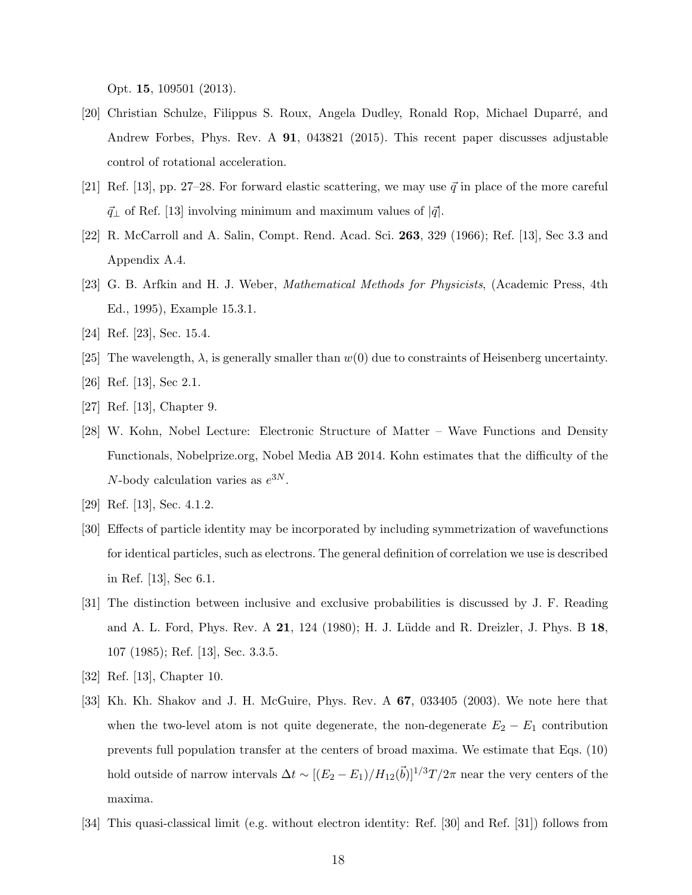Opt. **15**, 109501 (2013).

[20] Christian Schulze, Filippus S. Roux, Angela Dudley, Ronald Rop, Michael Duparré, and Andrew Forbes, Phys. Rev. A **91**, 043821 (2015). This recent paper discusses adjustable control of rotational acceleration.

[21] Ref. [13], pp. 27–28. For forward elastic scattering, we may use $\vec{q}$ in place of the more careful $\vec{q}_\perp$ of Ref. [13] involving minimum and maximum values of $|\vec{q}|$.

[22] R. McCarroll and A. Salin, Compt. Rend. Acad. Sci. **263**, 329 (1966); Ref. [13], Sec 3.3 and Appendix A.4.

[23] G. B. Arfkin and H. J. Weber, *Mathematical Methods for Physicists*, (Academic Press, 4th Ed., 1995), Example 15.3.1.

[24] Ref. [23], Sec. 15.4.

[25] The wavelength, $\lambda$, is generally smaller than $w(0)$ due to constraints of Heisenberg uncertainty.

[26] Ref. [13], Sec 2.1.

[27] Ref. [13], Chapter 9.

[28] W. Kohn, Nobel Lecture: Electronic Structure of Matter – Wave Functions and Density Functionals, Nobelprize.org, Nobel Media AB 2014. Kohn estimates that the difficulty of the $N$-body calculation varies as $e^{3N}$.

[29] Ref. [13], Sec. 4.1.2.

[30] Effects of particle identity may be incorporated by including symmetrization of wavefunctions for identical particles, such as electrons. The general definition of correlation we use is described in Ref. [13], Sec 6.1.

[31] The distinction between inclusive and exclusive probabilities is discussed by J. F. Reading and A. L. Ford, Phys. Rev. A **21**, 124 (1980); H. J. Lüdde and R. Dreizler, J. Phys. B **18**, 107 (1985); Ref. [13], Sec. 3.3.5.

[32] Ref. [13], Chapter 10.

[33] Kh. Kh. Shakov and J. H. McGuire, Phys. Rev. A **67**, 033405 (2003). We note here that when the two-level atom is not quite degenerate, the non-degenerate $E_2 - E_1$ contribution prevents full population transfer at the centers of broad maxima. We estimate that Eqs. (10) hold outside of narrow intervals $\Delta t \sim [(E_2 - E_1)/H_{12}(\vec{b})]^{1/3} T/2\pi$ near the very centers of the maxima.

[34] This quasi-classical limit (e.g. without electron identity: Ref. [30] and Ref. [31]) follows from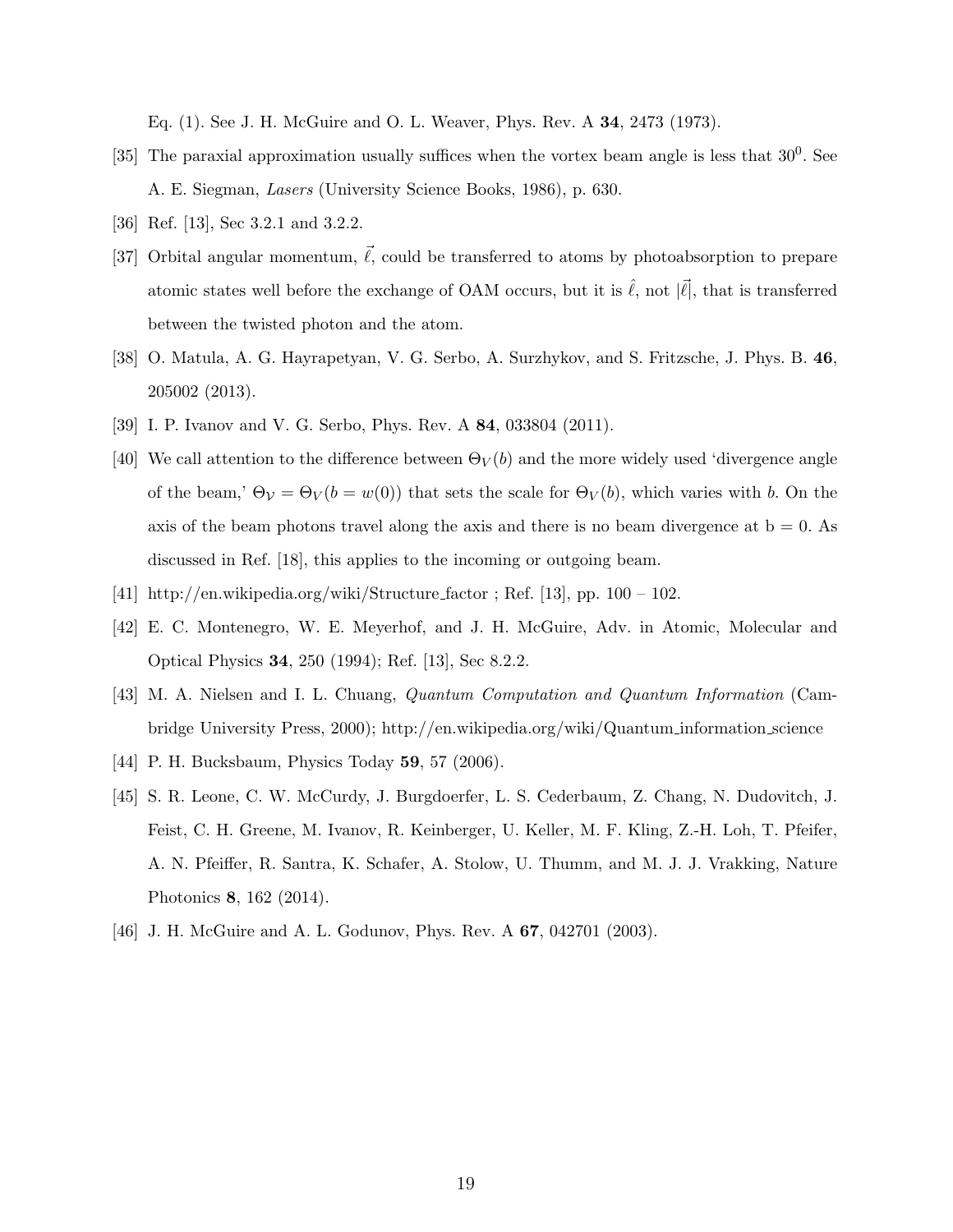Eq. (1). See J. H. McGuire and O. L. Weaver, Phys. Rev. A **34**, 2473 (1973).

[35] The paraxial approximation usually suffices when the vortex beam angle is less that $30^0$. See A. E. Siegman, *Lasers* (University Science Books, 1986), p. 630.

[36] Ref. [13], Sec 3.2.1 and 3.2.2.

[37] Orbital angular momentum, $\vec{\ell}$, could be transferred to atoms by photoabsorption to prepare atomic states well before the exchange of OAM occurs, but it is $\hat{\ell}$, not $|\vec{\ell}|$, that is transferred between the twisted photon and the atom.

[38] O. Matula, A. G. Hayrapetyan, V. G. Serbo, A. Surzhykov, and S. Fritzsche, J. Phys. B. **46**, 205002 (2013).

[39] I. P. Ivanov and V. G. Serbo, Phys. Rev. A **84**, 033804 (2011).

[40] We call attention to the difference between $\Theta_V(b)$ and the more widely used 'divergence angle of the beam,' $\Theta_{\mathcal{V}} = \Theta_V(b = w(0))$ that sets the scale for $\Theta_V(b)$, which varies with $b$. On the axis of the beam photons travel along the axis and there is no beam divergence at b = 0. As discussed in Ref. [18], this applies to the incoming or outgoing beam.

[41] http://en.wikipedia.org/wiki/Structure_factor ; Ref. [13], pp. 100 – 102.

[42] E. C. Montenegro, W. E. Meyerhof, and J. H. McGuire, Adv. in Atomic, Molecular and Optical Physics **34**, 250 (1994); Ref. [13], Sec 8.2.2.

[43] M. A. Nielsen and I. L. Chuang, *Quantum Computation and Quantum Information* (Cambridge University Press, 2000); http://en.wikipedia.org/wiki/Quantum_information_science

[44] P. H. Bucksbaum, Physics Today **59**, 57 (2006).

[45] S. R. Leone, C. W. McCurdy, J. Burgdoerfer, L. S. Cederbaum, Z. Chang, N. Dudovitch, J. Feist, C. H. Greene, M. Ivanov, R. Keinberger, U. Keller, M. F. Kling, Z.-H. Loh, T. Pfeifer, A. N. Pfeiffer, R. Santra, K. Schafer, A. Stolow, U. Thumm, and M. J. J. Vrakking, Nature Photonics **8**, 162 (2014).

[46] J. H. McGuire and A. L. Godunov, Phys. Rev. A **67**, 042701 (2003).